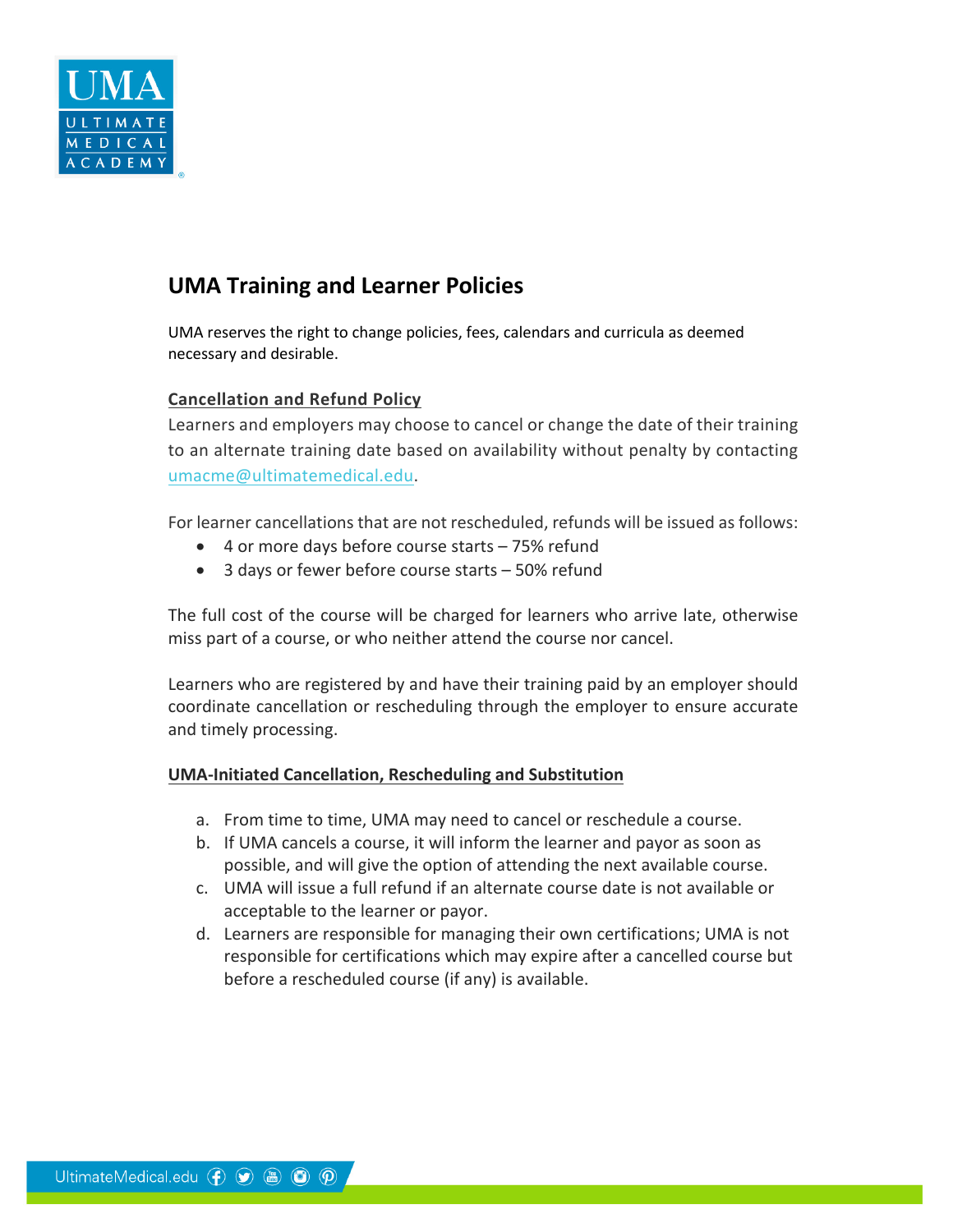# UMA Training and Learner Policies

UMA reserves the right to change policies, fees, calendars and curricula as deemed necessary and desirable.

## Cancellation and Refund Policy

Learners and employers may choose to cancel or change the date of their training to an alternate training date based on availability without penalty by contacting umacme@ultimatemedical.edu.

For learner cancellations that are not rescheduled, refunds will be issued as follows:

- 4 or more days before course starts – 75% refund
- 3 days or fewer before course starts – 50% refund

The full cost of the course will be charged for learners who arrive late, otherwise miss part of a course, or who neither attend the course nor cancel.

Learners who are registered by and have their training paid by an employer should coordinate cancellation or rescheduling through the employer to ensure accurate and timely processing.

## UMA-Initiated Cancellation, Rescheduling and Substitution

a. From time to time, UMA may need to cancel or reschedule a course.
b. If UMA cancels a course, it will inform the learner and payor as soon as possible, and will give the option of attending the next available course.
c. UMA will issue a full refund if an alternate course date is not available or acceptable to the learner or payor.
d. Learners are responsible for managing their own certifications; UMA is not responsible for certifications which may expire after a cancelled course but before a rescheduled course (if any) is available.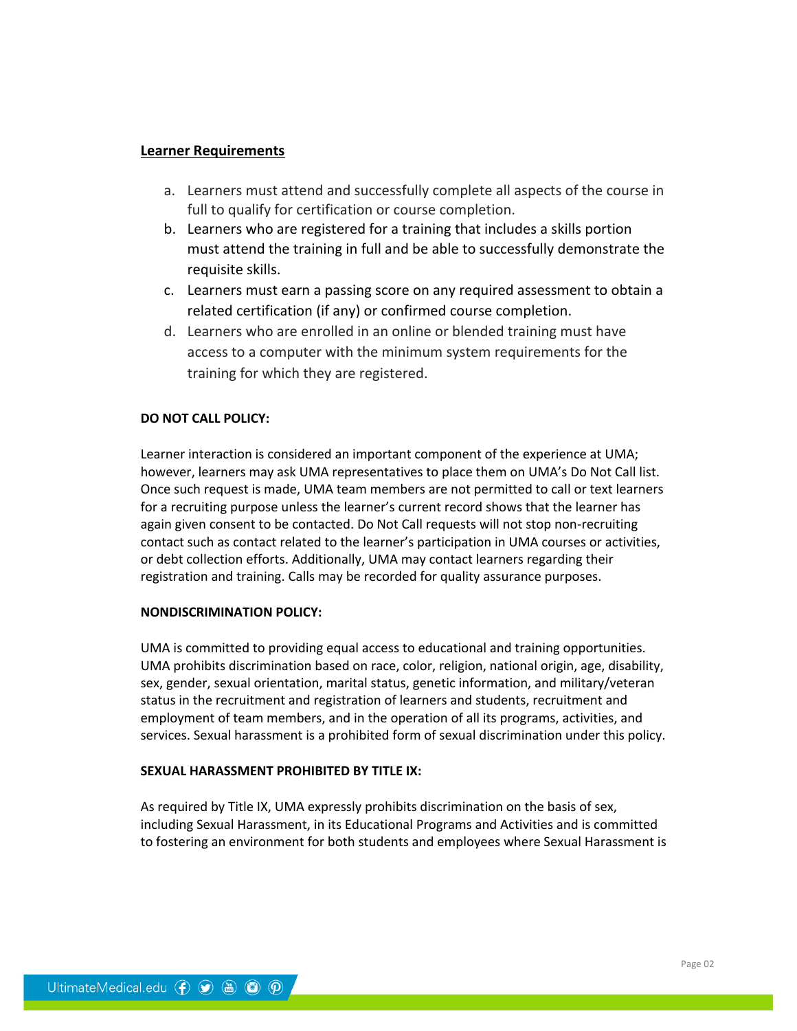## Learner Requirements

a. Learners must attend and successfully complete all aspects of the course in full to qualify for certification or course completion.
b. Learners who are registered for a training that includes a skills portion must attend the training in full and be able to successfully demonstrate the requisite skills.
c. Learners must earn a passing score on any required assessment to obtain a related certification (if any) or confirmed course completion.
d. Learners who are enrolled in an online or blended training must have access to a computer with the minimum system requirements for the training for which they are registered.

**DO NOT CALL POLICY:**

Learner interaction is considered an important component of the experience at UMA; however, learners may ask UMA representatives to place them on UMA's Do Not Call list. Once such request is made, UMA team members are not permitted to call or text learners for a recruiting purpose unless the learner's current record shows that the learner has again given consent to be contacted. Do Not Call requests will not stop non-recruiting contact such as contact related to the learner's participation in UMA courses or activities, or debt collection efforts. Additionally, UMA may contact learners regarding their registration and training. Calls may be recorded for quality assurance purposes.

**NONDISCRIMINATION POLICY:**

UMA is committed to providing equal access to educational and training opportunities. UMA prohibits discrimination based on race, color, religion, national origin, age, disability, sex, gender, sexual orientation, marital status, genetic information, and military/veteran status in the recruitment and registration of learners and students, recruitment and employment of team members, and in the operation of all its programs, activities, and services. Sexual harassment is a prohibited form of sexual discrimination under this policy.

**SEXUAL HARASSMENT PROHIBITED BY TITLE IX:**

As required by Title IX, UMA expressly prohibits discrimination on the basis of sex, including Sexual Harassment, in its Educational Programs and Activities and is committed to fostering an environment for both students and employees where Sexual Harassment is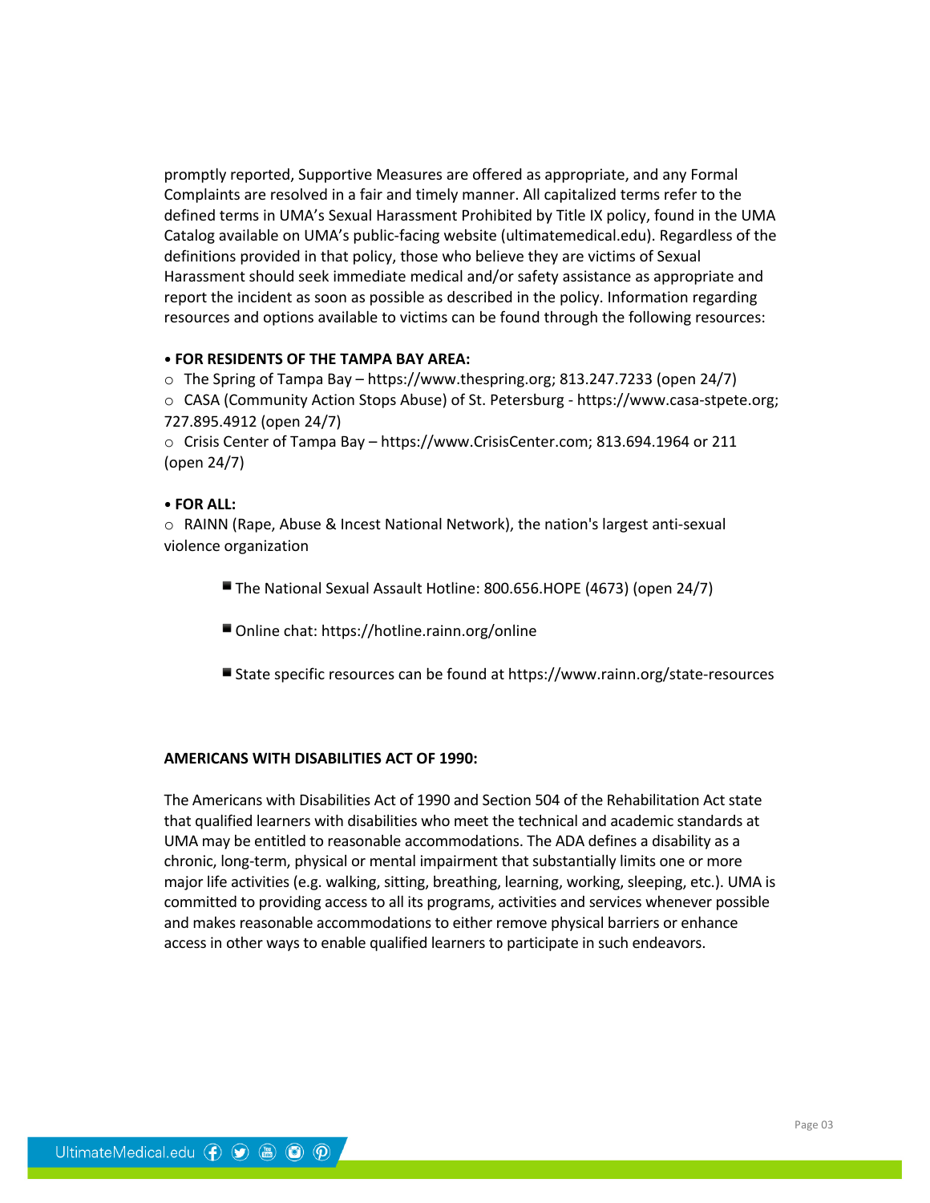promptly reported, Supportive Measures are offered as appropriate, and any Formal Complaints are resolved in a fair and timely manner. All capitalized terms refer to the defined terms in UMA's Sexual Harassment Prohibited by Title IX policy, found in the UMA Catalog available on UMA's public-facing website (ultimatemedical.edu). Regardless of the definitions provided in that policy, those who believe they are victims of Sexual Harassment should seek immediate medical and/or safety assistance as appropriate and report the incident as soon as possible as described in the policy. Information regarding resources and options available to victims can be found through the following resources:

- **FOR RESIDENTS OF THE TAMPA BAY AREA:**
  - The Spring of Tampa Bay – https://www.thespring.org; 813.247.7233 (open 24/7)
  - CASA (Community Action Stops Abuse) of St. Petersburg - https://www.casa-stpete.org; 727.895.4912 (open 24/7)
  - Crisis Center of Tampa Bay – https://www.CrisisCenter.com; 813.694.1964 or 211 (open 24/7)

- **FOR ALL:**
  - RAINN (Rape, Abuse & Incest National Network), the nation's largest anti-sexual violence organization
    - The National Sexual Assault Hotline: 800.656.HOPE (4673) (open 24/7)
    - Online chat: https://hotline.rainn.org/online
    - State specific resources can be found at https://www.rainn.org/state-resources

**AMERICANS WITH DISABILITIES ACT OF 1990:**

The Americans with Disabilities Act of 1990 and Section 504 of the Rehabilitation Act state that qualified learners with disabilities who meet the technical and academic standards at UMA may be entitled to reasonable accommodations. The ADA defines a disability as a chronic, long-term, physical or mental impairment that substantially limits one or more major life activities (e.g. walking, sitting, breathing, learning, working, sleeping, etc.). UMA is committed to providing access to all its programs, activities and services whenever possible and makes reasonable accommodations to either remove physical barriers or enhance access in other ways to enable qualified learners to participate in such endeavors.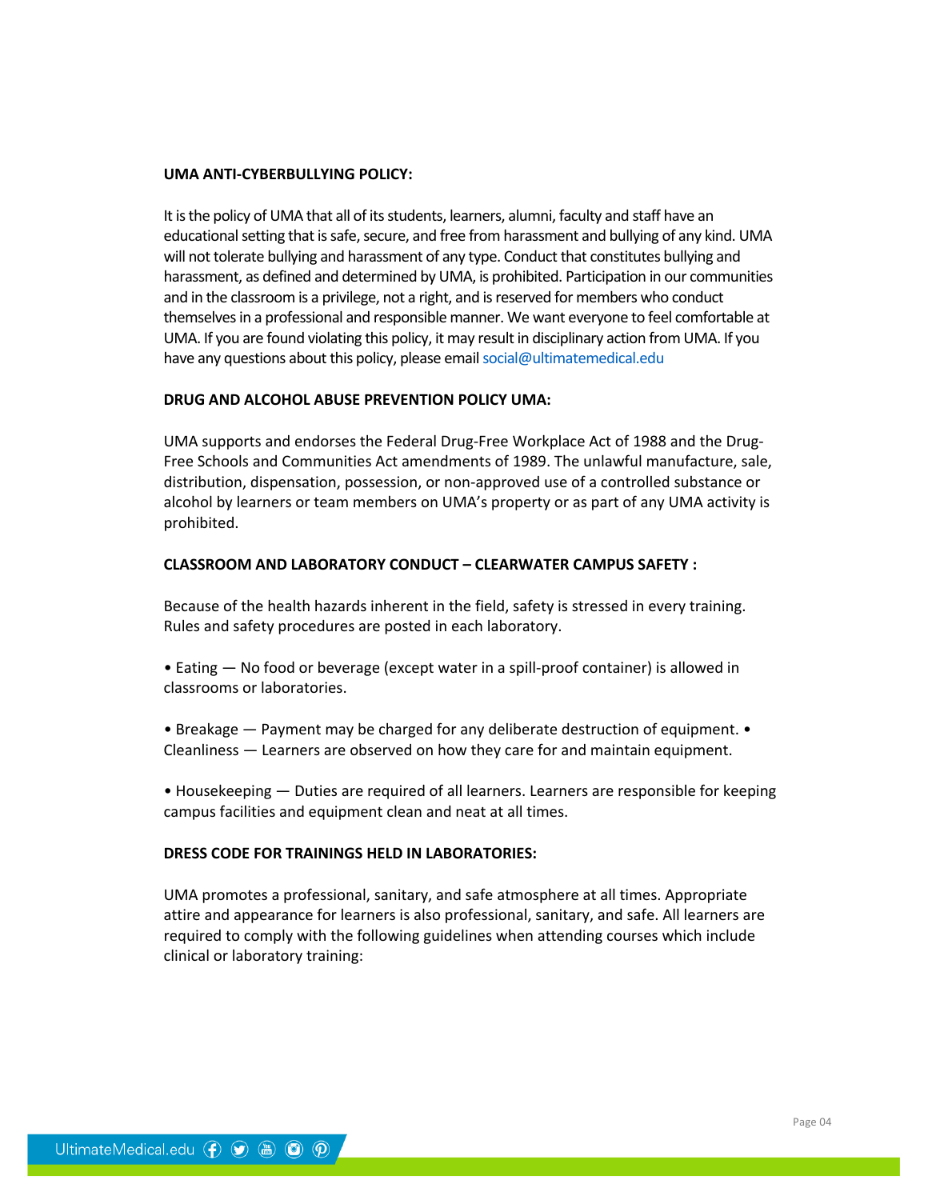**UMA ANTI-CYBERBULLYING POLICY:**

It is the policy of UMA that all of its students, learners, alumni, faculty and staff have an educational setting that is safe, secure, and free from harassment and bullying of any kind. UMA will not tolerate bullying and harassment of any type. Conduct that constitutes bullying and harassment, as defined and determined by UMA, is prohibited. Participation in our communities and in the classroom is a privilege, not a right, and is reserved for members who conduct themselves in a professional and responsible manner. We want everyone to feel comfortable at UMA. If you are found violating this policy, it may result in disciplinary action from UMA. If you have any questions about this policy, please email social@ultimatemedical.edu

**DRUG AND ALCOHOL ABUSE PREVENTION POLICY UMA:**

UMA supports and endorses the Federal Drug-Free Workplace Act of 1988 and the Drug-Free Schools and Communities Act amendments of 1989. The unlawful manufacture, sale, distribution, dispensation, possession, or non-approved use of a controlled substance or alcohol by learners or team members on UMA's property or as part of any UMA activity is prohibited.

**CLASSROOM AND LABORATORY CONDUCT – CLEARWATER CAMPUS SAFETY :**

Because of the health hazards inherent in the field, safety is stressed in every training. Rules and safety procedures are posted in each laboratory.

• Eating — No food or beverage (except water in a spill-proof container) is allowed in classrooms or laboratories.

• Breakage — Payment may be charged for any deliberate destruction of equipment.

• Cleanliness — Learners are observed on how they care for and maintain equipment.

• Housekeeping — Duties are required of all learners. Learners are responsible for keeping campus facilities and equipment clean and neat at all times.

**DRESS CODE FOR TRAININGS HELD IN LABORATORIES:**

UMA promotes a professional, sanitary, and safe atmosphere at all times. Appropriate attire and appearance for learners is also professional, sanitary, and safe. All learners are required to comply with the following guidelines when attending courses which include clinical or laboratory training: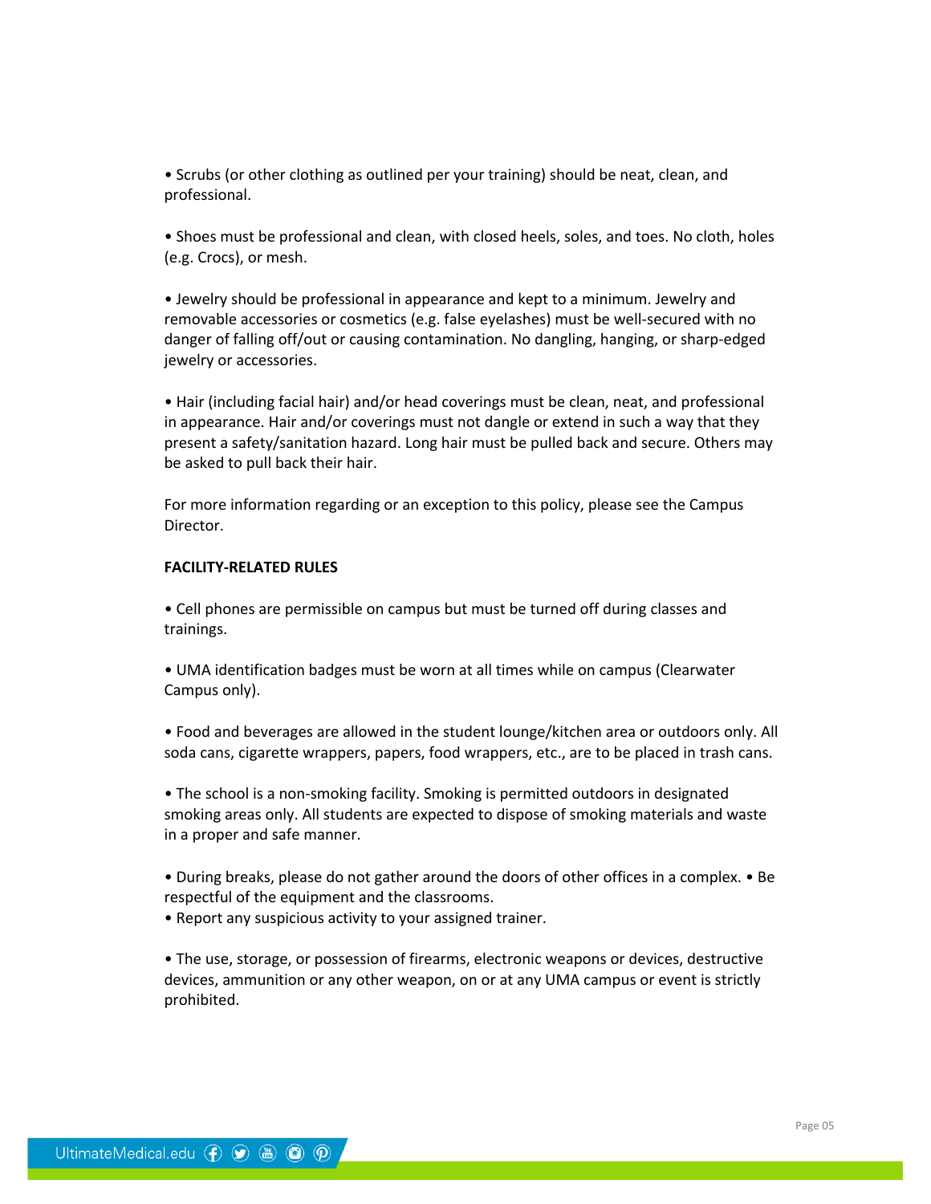- Scrubs (or other clothing as outlined per your training) should be neat, clean, and professional.

- Shoes must be professional and clean, with closed heels, soles, and toes. No cloth, holes (e.g. Crocs), or mesh.

- Jewelry should be professional in appearance and kept to a minimum. Jewelry and removable accessories or cosmetics (e.g. false eyelashes) must be well-secured with no danger of falling off/out or causing contamination. No dangling, hanging, or sharp-edged jewelry or accessories.

- Hair (including facial hair) and/or head coverings must be clean, neat, and professional in appearance. Hair and/or coverings must not dangle or extend in such a way that they present a safety/sanitation hazard. Long hair must be pulled back and secure. Others may be asked to pull back their hair.

For more information regarding or an exception to this policy, please see the Campus Director.

**FACILITY-RELATED RULES**

- Cell phones are permissible on campus but must be turned off during classes and trainings.

- UMA identification badges must be worn at all times while on campus (Clearwater Campus only).

- Food and beverages are allowed in the student lounge/kitchen area or outdoors only. All soda cans, cigarette wrappers, papers, food wrappers, etc., are to be placed in trash cans.

- The school is a non-smoking facility. Smoking is permitted outdoors in designated smoking areas only. All students are expected to dispose of smoking materials and waste in a proper and safe manner.

- During breaks, please do not gather around the doors of other offices in a complex.
- Be respectful of the equipment and the classrooms.
- Report any suspicious activity to your assigned trainer.

- The use, storage, or possession of firearms, electronic weapons or devices, destructive devices, ammunition or any other weapon, on or at any UMA campus or event is strictly prohibited.